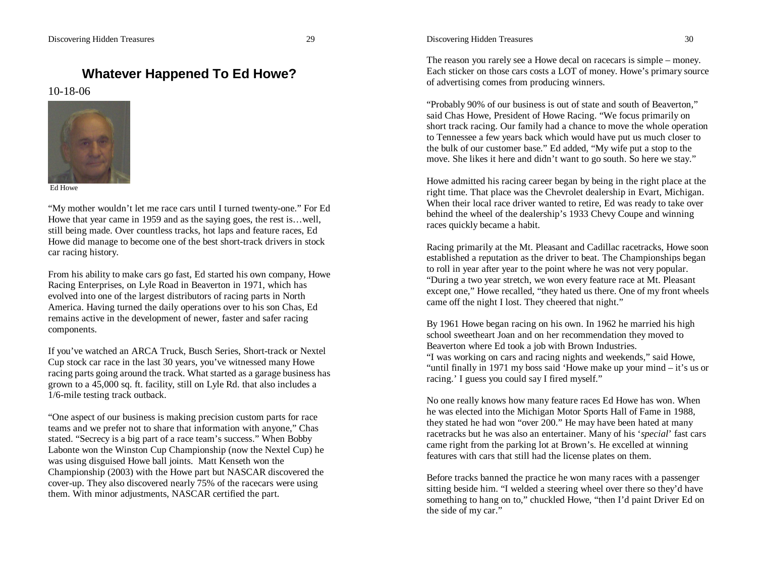# Whatever Happened To Ed Howe?

10-18-06

Ed Howe

"My mother wouldn't let me race cars until I turned twenty-one." For Ed Howe that year came in 1959 and as the saying goes, the rest is…well, still being made. Over countless tracks, hot laps and feature races, Ed Howe did manage to become one of the best short-track drivers in stock car racing history.

From his ability to make cars go fast, Ed started his own company, Howe Racing Enterprises, on Lyle Road in Beaverton in 1971, which has evolved into one of the largest distributors of racing parts in North America. Having turned the daily operations over to his son Chas, Ed remains active in the development of newer, faster and safer racing components.

If you've watched an ARCA Truck, Busch Series, Short-track or Nextel Cup stock car race in the last 30 years, you've witnessed many Howe racing parts going around the track. What started as a garage business has grown to a 45,000 sq. ft. facility, still on Lyle Rd. that also includes a 1/6-mile testing track outback.

"One aspect of our business is making precision custom parts for race teams and we prefer not to share that information with anyone," Chas stated. "Secrecy is a big part of a race team's success." When Bobby Labonte won the Winston Cup Championship (now the Nextel Cup) he was using disguised Howe ball joints. Matt Kenseth won the Championship (2003) with the Howe part but NASCAR discovered the cover-up. They also discovered nearly 75% of the racecars were using them. With minor adjustments, NASCAR certified the part.

The reason you rarely see a Howe decal on racecars is simple – money. Each sticker on those cars costs a LOT of money. Howe's primary source of advertising comes from producing winners.

"Probably 90% of our business is out of state and south of Beaverton," said Chas Howe, President of Howe Racing. "We focus primarily on short track racing. Our family had a chance to move the whole operation to Tennessee a few years back which would have put us much closer to the bulk of our customer base." Ed added, "My wife put a stop to the move. She likes it here and didn't want to go south. So here we stay."

Howe admitted his racing career began by being in the right place at the right time. That place was the Chevrolet dealership in Evart, Michigan. When their local race driver wanted to retire, Ed was ready to take over behind the wheel of the dealership's 1933 Chevy Coupe and winning races quickly became a habit.

Racing primarily at the Mt. Pleasant and Cadillac racetracks, Howe soon established a reputation as the driver to beat. The Championships began to roll in year after year to the point where he was not very popular. "During a two year stretch, we won every feature race at Mt. Pleasant except one," Howe recalled, "they hated us there. One of my front wheels came off the night I lost. They cheered that night."

By 1961 Howe began racing on his own. In 1962 he married his high school sweetheart Joan and on her recommendation they moved to Beaverton where Ed took a job with Brown Industries.
"I was working on cars and racing nights and weekends," said Howe, "until finally in 1971 my boss said 'Howe make up your mind – it's us or racing.' I guess you could say I fired myself."

No one really knows how many feature races Ed Howe has won. When he was elected into the Michigan Motor Sports Hall of Fame in 1988, they stated he had won "over 200." He may have been hated at many racetracks but he was also an entertainer. Many of his '*special*' fast cars came right from the parking lot at Brown's. He excelled at winning features with cars that still had the license plates on them.

Before tracks banned the practice he won many races with a passenger sitting beside him. "I welded a steering wheel over there so they'd have something to hang on to," chuckled Howe, "then I'd paint Driver Ed on the side of my car."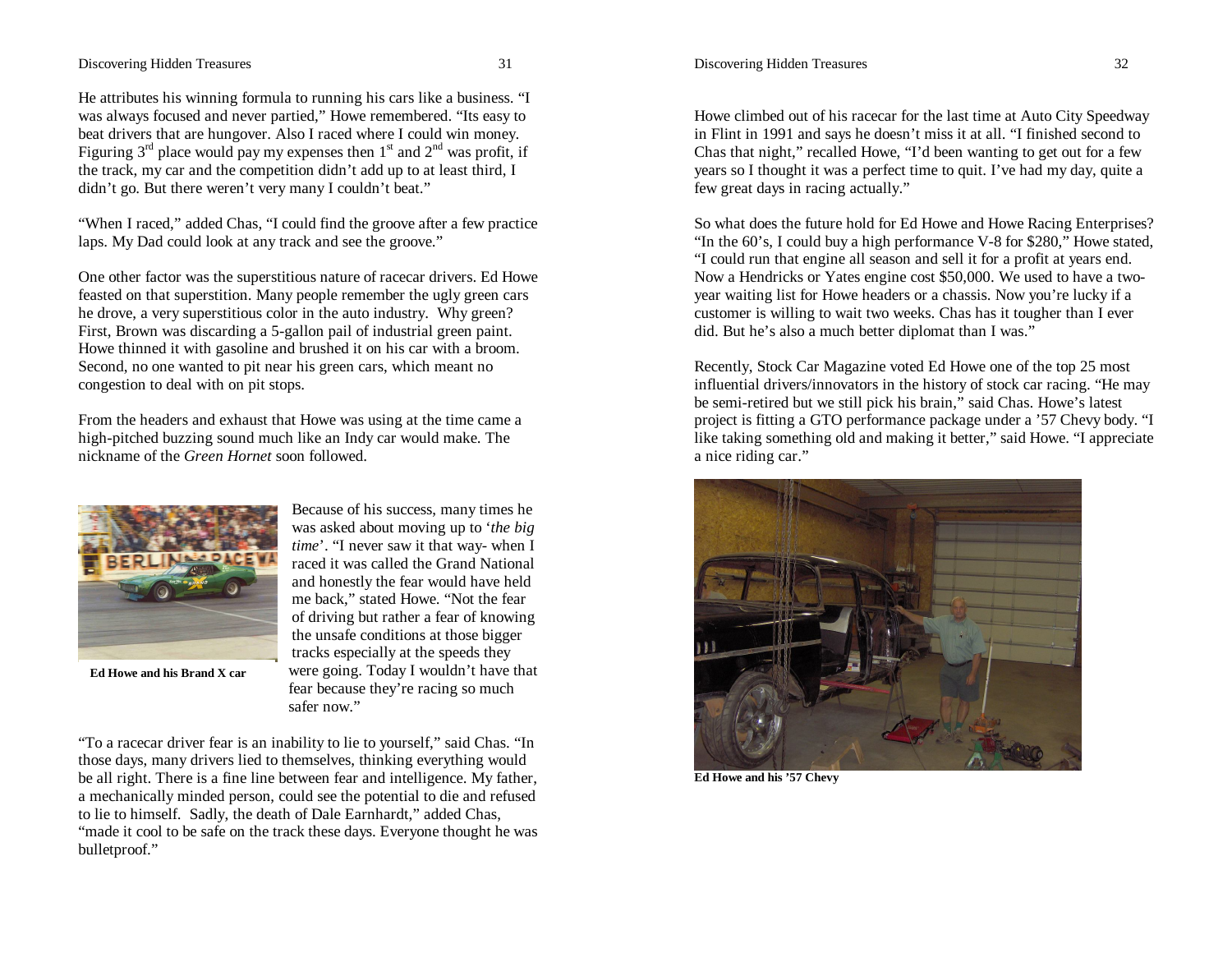He attributes his winning formula to running his cars like a business. "I was always focused and never partied," Howe remembered. "Its easy to beat drivers that are hungover. Also I raced where I could win money. Figuring 3rd place would pay my expenses then 1st and 2nd was profit, if the track, my car and the competition didn't add up to at least third, I didn't go. But there weren't very many I couldn't beat."

"When I raced," added Chas, "I could find the groove after a few practice laps. My Dad could look at any track and see the groove."

One other factor was the superstitious nature of racecar drivers. Ed Howe feasted on that superstition. Many people remember the ugly green cars he drove, a very superstitious color in the auto industry. Why green? First, Brown was discarding a 5-gallon pail of industrial green paint. Howe thinned it with gasoline and brushed it on his car with a broom. Second, no one wanted to pit near his green cars, which meant no congestion to deal with on pit stops.

From the headers and exhaust that Howe was using at the time came a high-pitched buzzing sound much like an Indy car would make. The nickname of the *Green Hornet* soon followed.

**Ed Howe and his Brand X car**

Because of his success, many times he was asked about moving up to '*the big time*'. "I never saw it that way- when I raced it was called the Grand National and honestly the fear would have held me back," stated Howe. "Not the fear of driving but rather a fear of knowing the unsafe conditions at those bigger tracks especially at the speeds they were going. Today I wouldn't have that fear because they're racing so much safer now."

"To a racecar driver fear is an inability to lie to yourself," said Chas. "In those days, many drivers lied to themselves, thinking everything would be all right. There is a fine line between fear and intelligence. My father, a mechanically minded person, could see the potential to die and refused to lie to himself. Sadly, the death of Dale Earnhardt," added Chas, "made it cool to be safe on the track these days. Everyone thought he was bulletproof."

Howe climbed out of his racecar for the last time at Auto City Speedway in Flint in 1991 and says he doesn't miss it at all. "I finished second to Chas that night," recalled Howe, "I'd been wanting to get out for a few years so I thought it was a perfect time to quit. I've had my day, quite a few great days in racing actually."

So what does the future hold for Ed Howe and Howe Racing Enterprises? "In the 60's, I could buy a high performance V-8 for $280," Howe stated, "I could run that engine all season and sell it for a profit at years end. Now a Hendricks or Yates engine cost $50,000. We used to have a two-year waiting list for Howe headers or a chassis. Now you're lucky if a customer is willing to wait two weeks. Chas has it tougher than I ever did. But he's also a much better diplomat than I was."

Recently, Stock Car Magazine voted Ed Howe one of the top 25 most influential drivers/innovators in the history of stock car racing. "He may be semi-retired but we still pick his brain," said Chas. Howe's latest project is fitting a GTO performance package under a '57 Chevy body. "I like taking something old and making it better," said Howe. "I appreciate a nice riding car."

**Ed Howe and his '57 Chevy**